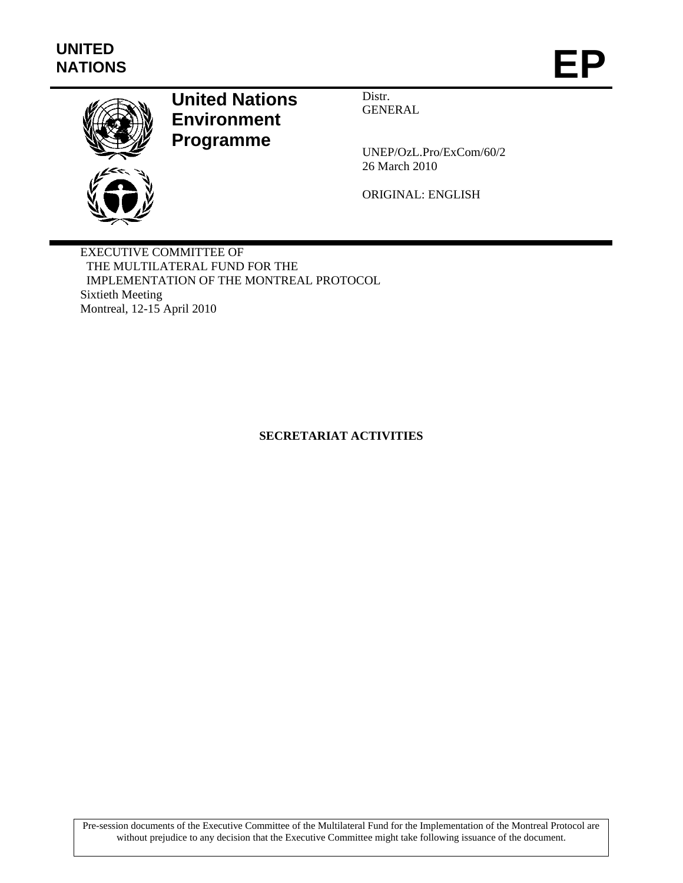UNITED NATIONS

# EP

**United Nations Environment Programme**

Distr.
GENERAL

UNEP/OzL.Pro/ExCom/60/2
26 March 2010

ORIGINAL: ENGLISH

EXECUTIVE COMMITTEE OF
THE MULTILATERAL FUND FOR THE
IMPLEMENTATION OF THE MONTREAL PROTOCOL
Sixtieth Meeting
Montreal, 12-15 April 2010

## SECRETARIAT ACTIVITIES

Pre-session documents of the Executive Committee of the Multilateral Fund for the Implementation of the Montreal Protocol are without prejudice to any decision that the Executive Committee might take following issuance of the document.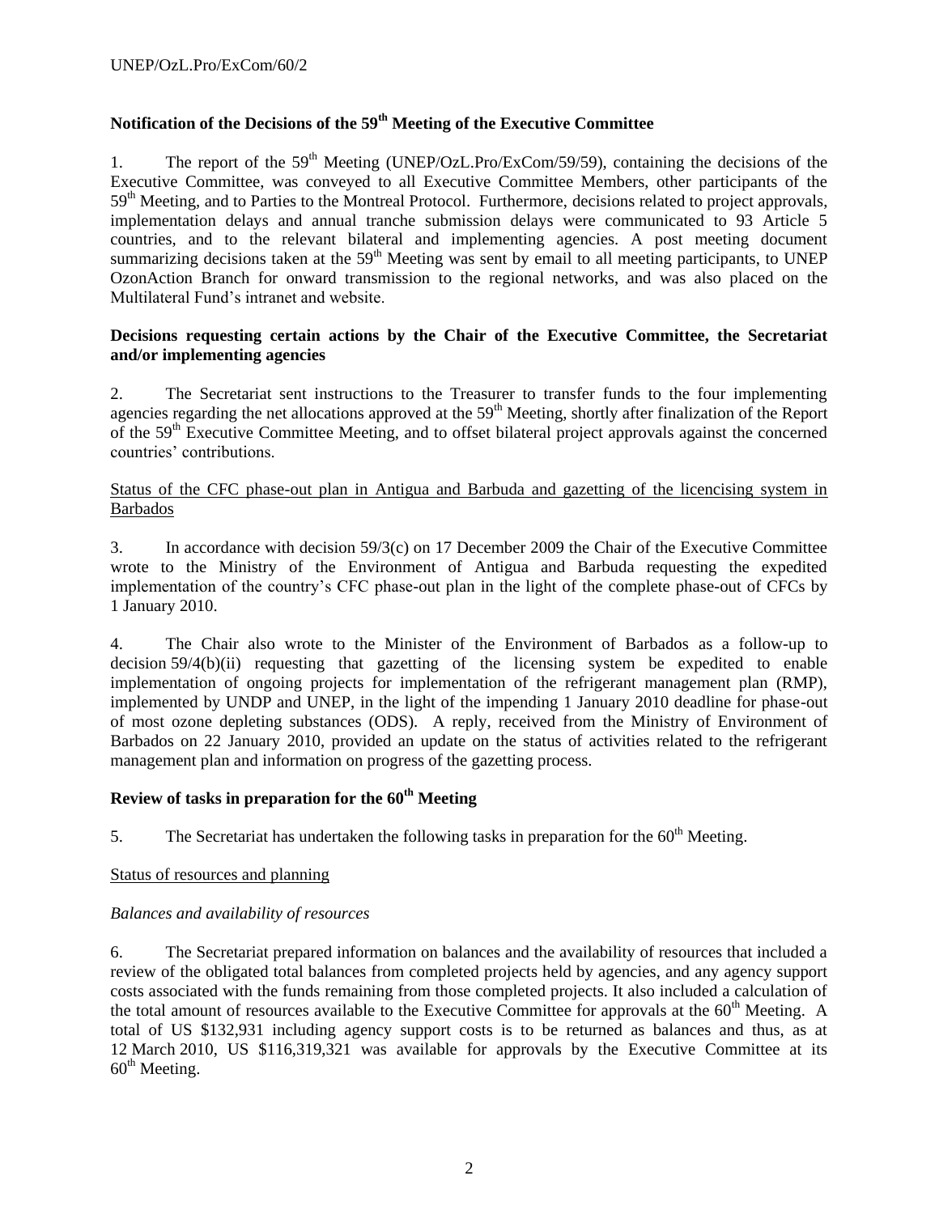## Notification of the Decisions of the 59th Meeting of the Executive Committee

1. The report of the 59th Meeting (UNEP/OzL.Pro/ExCom/59/59), containing the decisions of the Executive Committee, was conveyed to all Executive Committee Members, other participants of the 59th Meeting, and to Parties to the Montreal Protocol. Furthermore, decisions related to project approvals, implementation delays and annual tranche submission delays were communicated to 93 Article 5 countries, and to the relevant bilateral and implementing agencies. A post meeting document summarizing decisions taken at the 59th Meeting was sent by email to all meeting participants, to UNEP OzonAction Branch for onward transmission to the regional networks, and was also placed on the Multilateral Fund's intranet and website.

### Decisions requesting certain actions by the Chair of the Executive Committee, the Secretariat and/or implementing agencies

2. The Secretariat sent instructions to the Treasurer to transfer funds to the four implementing agencies regarding the net allocations approved at the 59th Meeting, shortly after finalization of the Report of the 59th Executive Committee Meeting, and to offset bilateral project approvals against the concerned countries' contributions.

Status of the CFC phase-out plan in Antigua and Barbuda and gazetting of the licencising system in Barbados

3. In accordance with decision 59/3(c) on 17 December 2009 the Chair of the Executive Committee wrote to the Ministry of the Environment of Antigua and Barbuda requesting the expedited implementation of the country's CFC phase-out plan in the light of the complete phase-out of CFCs by 1 January 2010.

4. The Chair also wrote to the Minister of the Environment of Barbados as a follow-up to decision 59/4(b)(ii) requesting that gazetting of the licensing system be expedited to enable implementation of ongoing projects for implementation of the refrigerant management plan (RMP), implemented by UNDP and UNEP, in the light of the impending 1 January 2010 deadline for phase-out of most ozone depleting substances (ODS). A reply, received from the Ministry of Environment of Barbados on 22 January 2010, provided an update on the status of activities related to the refrigerant management plan and information on progress of the gazetting process.

## Review of tasks in preparation for the 60th Meeting

5. The Secretariat has undertaken the following tasks in preparation for the 60th Meeting.

Status of resources and planning

*Balances and availability of resources*

6. The Secretariat prepared information on balances and the availability of resources that included a review of the obligated total balances from completed projects held by agencies, and any agency support costs associated with the funds remaining from those completed projects. It also included a calculation of the total amount of resources available to the Executive Committee for approvals at the 60th Meeting. A total of US $132,931 including agency support costs is to be returned as balances and thus, as at 12 March 2010, US $116,319,321 was available for approvals by the Executive Committee at its 60th Meeting.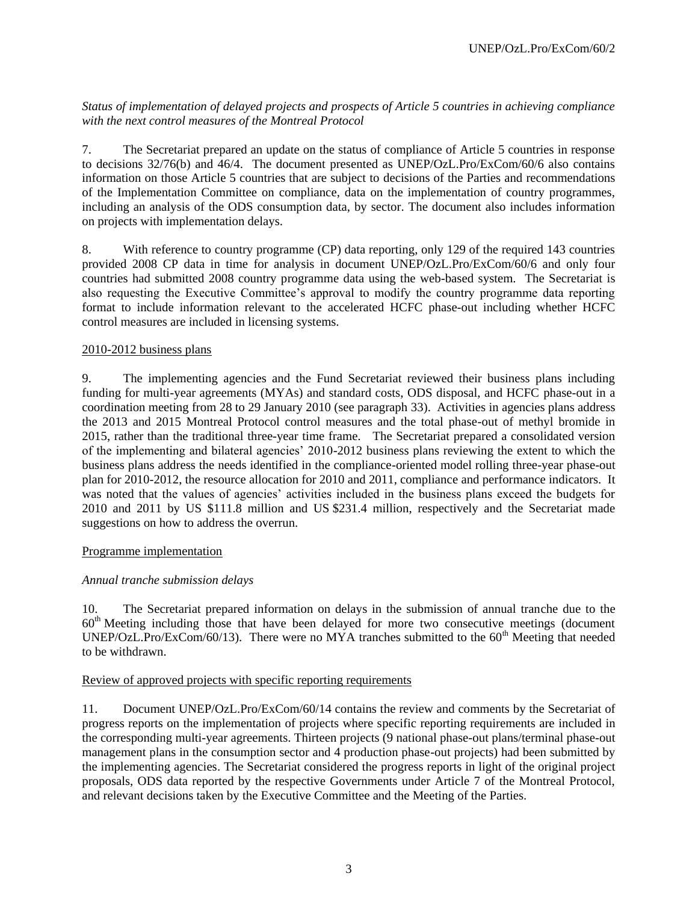*Status of implementation of delayed projects and prospects of Article 5 countries in achieving compliance with the next control measures of the Montreal Protocol*

7. The Secretariat prepared an update on the status of compliance of Article 5 countries in response to decisions 32/76(b) and 46/4. The document presented as UNEP/OzL.Pro/ExCom/60/6 also contains information on those Article 5 countries that are subject to decisions of the Parties and recommendations of the Implementation Committee on compliance, data on the implementation of country programmes, including an analysis of the ODS consumption data, by sector. The document also includes information on projects with implementation delays.

8. With reference to country programme (CP) data reporting, only 129 of the required 143 countries provided 2008 CP data in time for analysis in document UNEP/OzL.Pro/ExCom/60/6 and only four countries had submitted 2008 country programme data using the web-based system. The Secretariat is also requesting the Executive Committee's approval to modify the country programme data reporting format to include information relevant to the accelerated HCFC phase-out including whether HCFC control measures are included in licensing systems.

<u>2010-2012 business plans</u>

9. The implementing agencies and the Fund Secretariat reviewed their business plans including funding for multi-year agreements (MYAs) and standard costs, ODS disposal, and HCFC phase-out in a coordination meeting from 28 to 29 January 2010 (see paragraph 33). Activities in agencies plans address the 2013 and 2015 Montreal Protocol control measures and the total phase-out of methyl bromide in 2015, rather than the traditional three-year time frame. The Secretariat prepared a consolidated version of the implementing and bilateral agencies' 2010-2012 business plans reviewing the extent to which the business plans address the needs identified in the compliance-oriented model rolling three-year phase-out plan for 2010-2012, the resource allocation for 2010 and 2011, compliance and performance indicators. It was noted that the values of agencies' activities included in the business plans exceed the budgets for 2010 and 2011 by US $111.8 million and US $231.4 million, respectively and the Secretariat made suggestions on how to address the overrun.

<u>Programme implementation</u>

*Annual tranche submission delays*

10. The Secretariat prepared information on delays in the submission of annual tranche due to the 60th Meeting including those that have been delayed for more two consecutive meetings (document UNEP/OzL.Pro/ExCom/60/13). There were no MYA tranches submitted to the 60th Meeting that needed to be withdrawn.

<u>Review of approved projects with specific reporting requirements</u>

11. Document UNEP/OzL.Pro/ExCom/60/14 contains the review and comments by the Secretariat of progress reports on the implementation of projects where specific reporting requirements are included in the corresponding multi-year agreements. Thirteen projects (9 national phase-out plans/terminal phase-out management plans in the consumption sector and 4 production phase-out projects) had been submitted by the implementing agencies. The Secretariat considered the progress reports in light of the original project proposals, ODS data reported by the respective Governments under Article 7 of the Montreal Protocol, and relevant decisions taken by the Executive Committee and the Meeting of the Parties.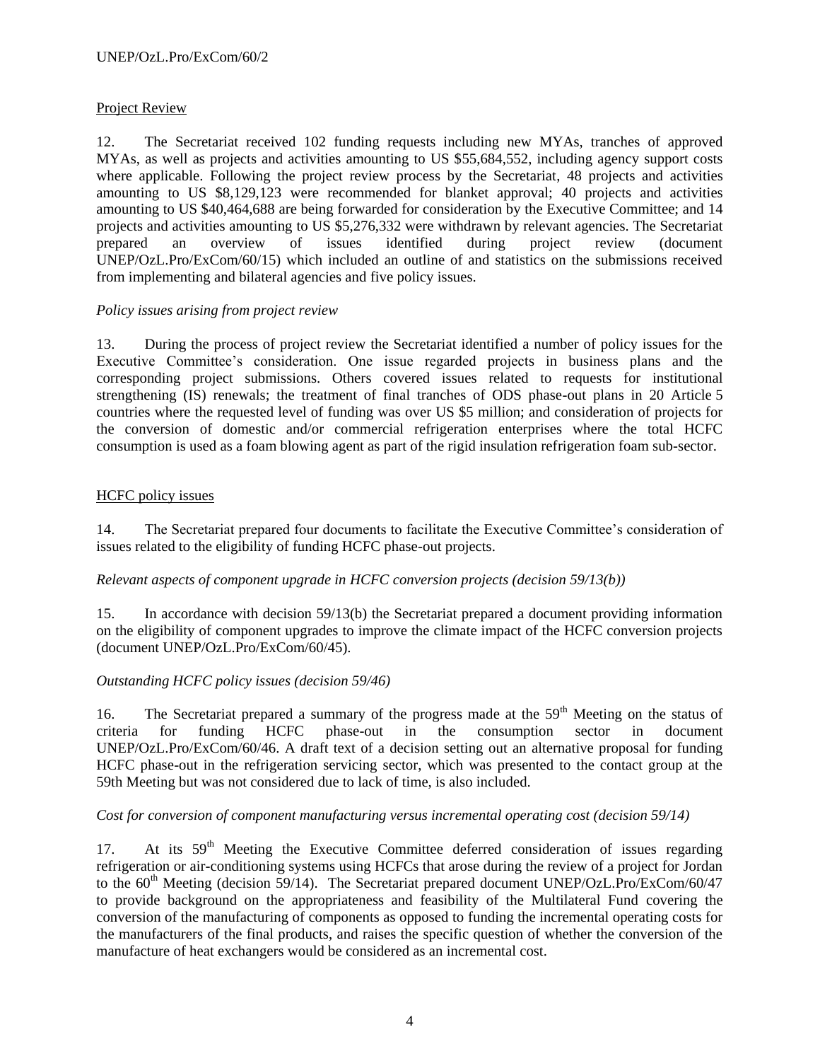Project Review

12. The Secretariat received 102 funding requests including new MYAs, tranches of approved MYAs, as well as projects and activities amounting to US $55,684,552, including agency support costs where applicable. Following the project review process by the Secretariat, 48 projects and activities amounting to US $8,129,123 were recommended for blanket approval; 40 projects and activities amounting to US $40,464,688 are being forwarded for consideration by the Executive Committee; and 14 projects and activities amounting to US $5,276,332 were withdrawn by relevant agencies. The Secretariat prepared an overview of issues identified during project review (document UNEP/OzL.Pro/ExCom/60/15) which included an outline of and statistics on the submissions received from implementing and bilateral agencies and five policy issues.

*Policy issues arising from project review*

13. During the process of project review the Secretariat identified a number of policy issues for the Executive Committee's consideration. One issue regarded projects in business plans and the corresponding project submissions. Others covered issues related to requests for institutional strengthening (IS) renewals; the treatment of final tranches of ODS phase-out plans in 20 Article 5 countries where the requested level of funding was over US $5 million; and consideration of projects for the conversion of domestic and/or commercial refrigeration enterprises where the total HCFC consumption is used as a foam blowing agent as part of the rigid insulation refrigeration foam sub-sector.

HCFC policy issues

14. The Secretariat prepared four documents to facilitate the Executive Committee's consideration of issues related to the eligibility of funding HCFC phase-out projects.

*Relevant aspects of component upgrade in HCFC conversion projects (decision 59/13(b))*

15. In accordance with decision 59/13(b) the Secretariat prepared a document providing information on the eligibility of component upgrades to improve the climate impact of the HCFC conversion projects (document UNEP/OzL.Pro/ExCom/60/45).

*Outstanding HCFC policy issues (decision 59/46)*

16. The Secretariat prepared a summary of the progress made at the 59th Meeting on the status of criteria for funding HCFC phase-out in the consumption sector in document UNEP/OzL.Pro/ExCom/60/46. A draft text of a decision setting out an alternative proposal for funding HCFC phase-out in the refrigeration servicing sector, which was presented to the contact group at the 59th Meeting but was not considered due to lack of time, is also included.

*Cost for conversion of component manufacturing versus incremental operating cost (decision 59/14)*

17. At its 59th Meeting the Executive Committee deferred consideration of issues regarding refrigeration or air-conditioning systems using HCFCs that arose during the review of a project for Jordan to the 60th Meeting (decision 59/14). The Secretariat prepared document UNEP/OzL.Pro/ExCom/60/47 to provide background on the appropriateness and feasibility of the Multilateral Fund covering the conversion of the manufacturing of components as opposed to funding the incremental operating costs for the manufacturers of the final products, and raises the specific question of whether the conversion of the manufacture of heat exchangers would be considered as an incremental cost.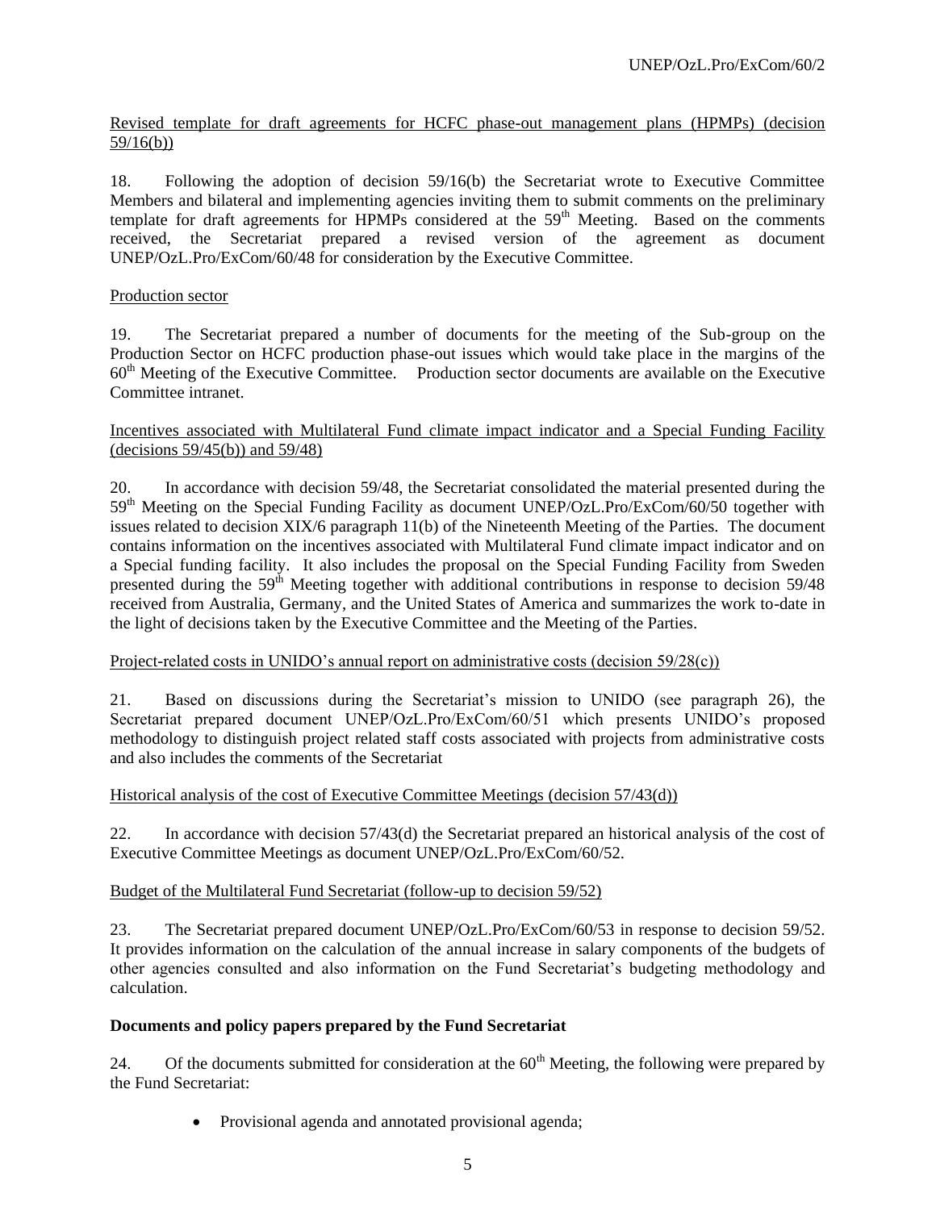Revised template for draft agreements for HCFC phase-out management plans (HPMPs) (decision 59/16(b))

18. Following the adoption of decision 59/16(b) the Secretariat wrote to Executive Committee Members and bilateral and implementing agencies inviting them to submit comments on the preliminary template for draft agreements for HPMPs considered at the 59th Meeting. Based on the comments received, the Secretariat prepared a revised version of the agreement as document UNEP/OzL.Pro/ExCom/60/48 for consideration by the Executive Committee.

Production sector

19. The Secretariat prepared a number of documents for the meeting of the Sub-group on the Production Sector on HCFC production phase-out issues which would take place in the margins of the 60th Meeting of the Executive Committee. Production sector documents are available on the Executive Committee intranet.

Incentives associated with Multilateral Fund climate impact indicator and a Special Funding Facility (decisions 59/45(b)) and 59/48)

20. In accordance with decision 59/48, the Secretariat consolidated the material presented during the 59th Meeting on the Special Funding Facility as document UNEP/OzL.Pro/ExCom/60/50 together with issues related to decision XIX/6 paragraph 11(b) of the Nineteenth Meeting of the Parties. The document contains information on the incentives associated with Multilateral Fund climate impact indicator and on a Special funding facility. It also includes the proposal on the Special Funding Facility from Sweden presented during the 59th Meeting together with additional contributions in response to decision 59/48 received from Australia, Germany, and the United States of America and summarizes the work to-date in the light of decisions taken by the Executive Committee and the Meeting of the Parties.

Project-related costs in UNIDO's annual report on administrative costs (decision 59/28(c))

21. Based on discussions during the Secretariat's mission to UNIDO (see paragraph 26), the Secretariat prepared document UNEP/OzL.Pro/ExCom/60/51 which presents UNIDO's proposed methodology to distinguish project related staff costs associated with projects from administrative costs and also includes the comments of the Secretariat

Historical analysis of the cost of Executive Committee Meetings (decision 57/43(d))

22. In accordance with decision 57/43(d) the Secretariat prepared an historical analysis of the cost of Executive Committee Meetings as document UNEP/OzL.Pro/ExCom/60/52.

Budget of the Multilateral Fund Secretariat (follow-up to decision 59/52)

23. The Secretariat prepared document UNEP/OzL.Pro/ExCom/60/53 in response to decision 59/52. It provides information on the calculation of the annual increase in salary components of the budgets of other agencies consulted and also information on the Fund Secretariat's budgeting methodology and calculation.

**Documents and policy papers prepared by the Fund Secretariat**

24. Of the documents submitted for consideration at the 60th Meeting, the following were prepared by the Fund Secretariat:

- Provisional agenda and annotated provisional agenda;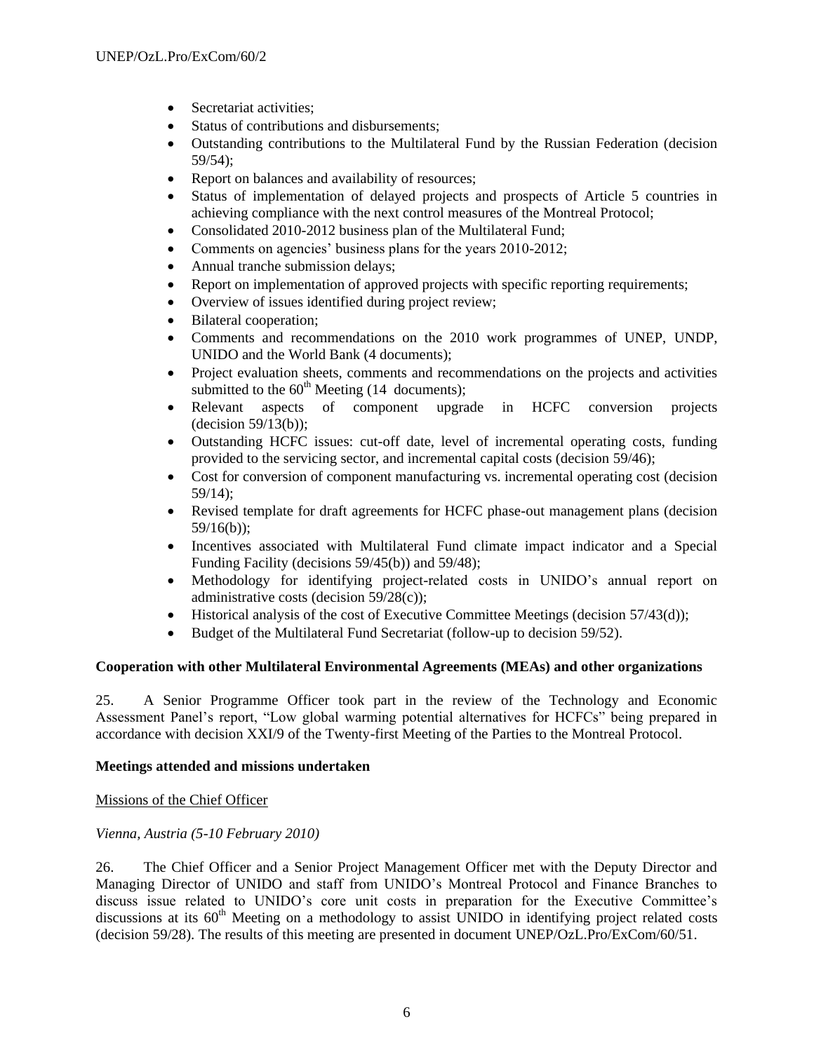- Secretariat activities;
- Status of contributions and disbursements;
- Outstanding contributions to the Multilateral Fund by the Russian Federation (decision 59/54);
- Report on balances and availability of resources;
- Status of implementation of delayed projects and prospects of Article 5 countries in achieving compliance with the next control measures of the Montreal Protocol;
- Consolidated 2010-2012 business plan of the Multilateral Fund;
- Comments on agencies' business plans for the years 2010-2012;
- Annual tranche submission delays;
- Report on implementation of approved projects with specific reporting requirements;
- Overview of issues identified during project review;
- Bilateral cooperation;
- Comments and recommendations on the 2010 work programmes of UNEP, UNDP, UNIDO and the World Bank (4 documents);
- Project evaluation sheets, comments and recommendations on the projects and activities submitted to the 60th Meeting (14 documents);
- Relevant aspects of component upgrade in HCFC conversion projects (decision 59/13(b));
- Outstanding HCFC issues: cut-off date, level of incremental operating costs, funding provided to the servicing sector, and incremental capital costs (decision 59/46);
- Cost for conversion of component manufacturing vs. incremental operating cost (decision 59/14);
- Revised template for draft agreements for HCFC phase-out management plans (decision 59/16(b));
- Incentives associated with Multilateral Fund climate impact indicator and a Special Funding Facility (decisions 59/45(b)) and 59/48);
- Methodology for identifying project-related costs in UNIDO's annual report on administrative costs (decision 59/28(c));
- Historical analysis of the cost of Executive Committee Meetings (decision 57/43(d));
- Budget of the Multilateral Fund Secretariat (follow-up to decision 59/52).

**Cooperation with other Multilateral Environmental Agreements (MEAs) and other organizations**

25. A Senior Programme Officer took part in the review of the Technology and Economic Assessment Panel's report, "Low global warming potential alternatives for HCFCs" being prepared in accordance with decision XXI/9 of the Twenty-first Meeting of the Parties to the Montreal Protocol.

**Meetings attended and missions undertaken**

Missions of the Chief Officer

*Vienna, Austria (5-10 February 2010)*

26. The Chief Officer and a Senior Project Management Officer met with the Deputy Director and Managing Director of UNIDO and staff from UNIDO's Montreal Protocol and Finance Branches to discuss issue related to UNIDO's core unit costs in preparation for the Executive Committee's discussions at its 60th Meeting on a methodology to assist UNIDO in identifying project related costs (decision 59/28). The results of this meeting are presented in document UNEP/OzL.Pro/ExCom/60/51.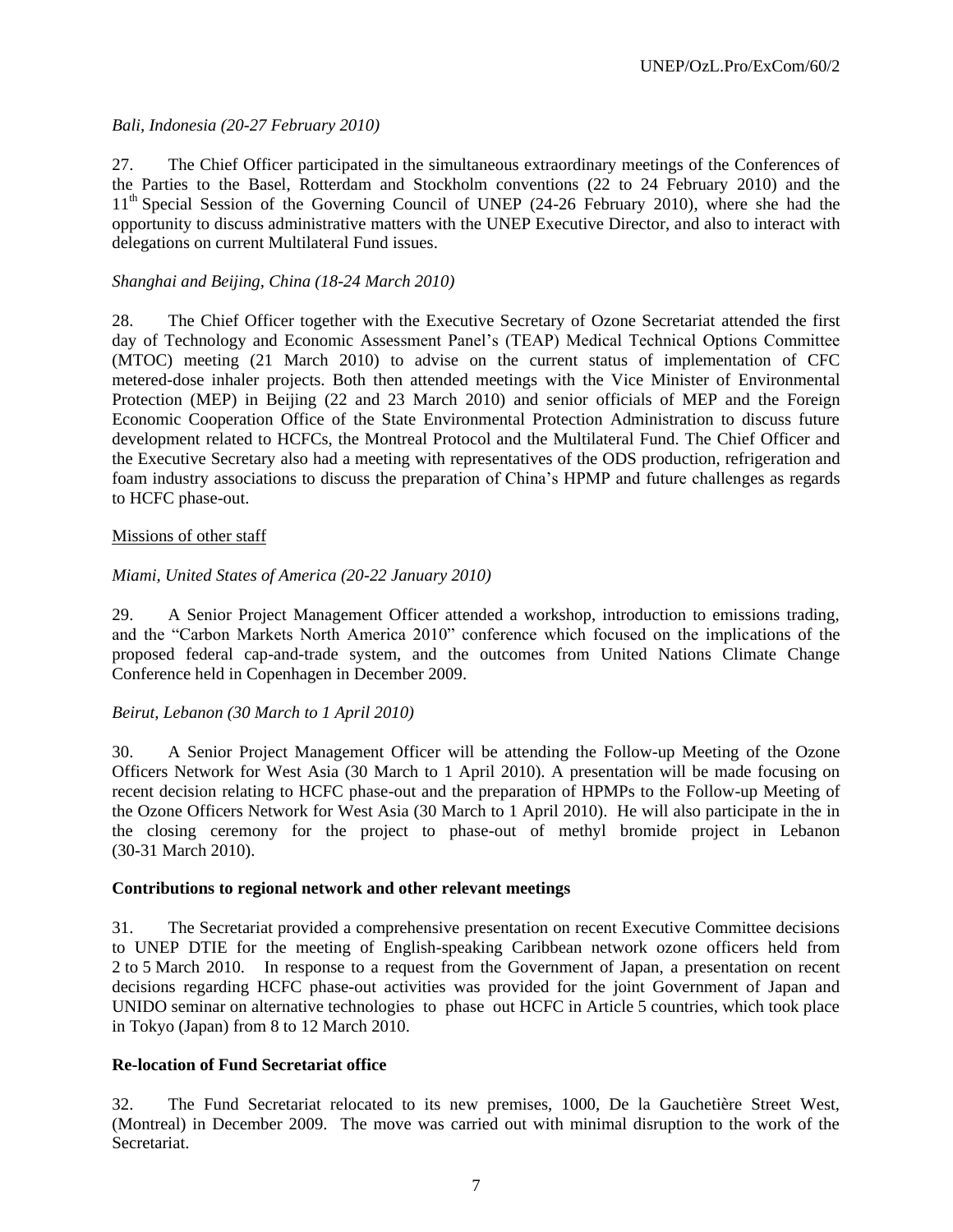*Bali, Indonesia (20-27 February 2010)*

27. The Chief Officer participated in the simultaneous extraordinary meetings of the Conferences of the Parties to the Basel, Rotterdam and Stockholm conventions (22 to 24 February 2010) and the 11th Special Session of the Governing Council of UNEP (24-26 February 2010), where she had the opportunity to discuss administrative matters with the UNEP Executive Director, and also to interact with delegations on current Multilateral Fund issues.

*Shanghai and Beijing, China (18-24 March 2010)*

28. The Chief Officer together with the Executive Secretary of Ozone Secretariat attended the first day of Technology and Economic Assessment Panel's (TEAP) Medical Technical Options Committee (MTOC) meeting (21 March 2010) to advise on the current status of implementation of CFC metered-dose inhaler projects. Both then attended meetings with the Vice Minister of Environmental Protection (MEP) in Beijing (22 and 23 March 2010) and senior officials of MEP and the Foreign Economic Cooperation Office of the State Environmental Protection Administration to discuss future development related to HCFCs, the Montreal Protocol and the Multilateral Fund. The Chief Officer and the Executive Secretary also had a meeting with representatives of the ODS production, refrigeration and foam industry associations to discuss the preparation of China's HPMP and future challenges as regards to HCFC phase-out.

Missions of other staff

*Miami, United States of America (20-22 January 2010)*

29. A Senior Project Management Officer attended a workshop, introduction to emissions trading, and the "Carbon Markets North America 2010" conference which focused on the implications of the proposed federal cap-and-trade system, and the outcomes from United Nations Climate Change Conference held in Copenhagen in December 2009.

*Beirut, Lebanon (30 March to 1 April 2010)*

30. A Senior Project Management Officer will be attending the Follow-up Meeting of the Ozone Officers Network for West Asia (30 March to 1 April 2010). A presentation will be made focusing on recent decision relating to HCFC phase-out and the preparation of HPMPs to the Follow-up Meeting of the Ozone Officers Network for West Asia (30 March to 1 April 2010). He will also participate in the in the closing ceremony for the project to phase-out of methyl bromide project in Lebanon (30-31 March 2010).

**Contributions to regional network and other relevant meetings**

31. The Secretariat provided a comprehensive presentation on recent Executive Committee decisions to UNEP DTIE for the meeting of English-speaking Caribbean network ozone officers held from 2 to 5 March 2010. In response to a request from the Government of Japan, a presentation on recent decisions regarding HCFC phase-out activities was provided for the joint Government of Japan and UNIDO seminar on alternative technologies to phase out HCFC in Article 5 countries, which took place in Tokyo (Japan) from 8 to 12 March 2010.

**Re-location of Fund Secretariat office**

32. The Fund Secretariat relocated to its new premises, 1000, De la Gauchetière Street West, (Montreal) in December 2009. The move was carried out with minimal disruption to the work of the Secretariat.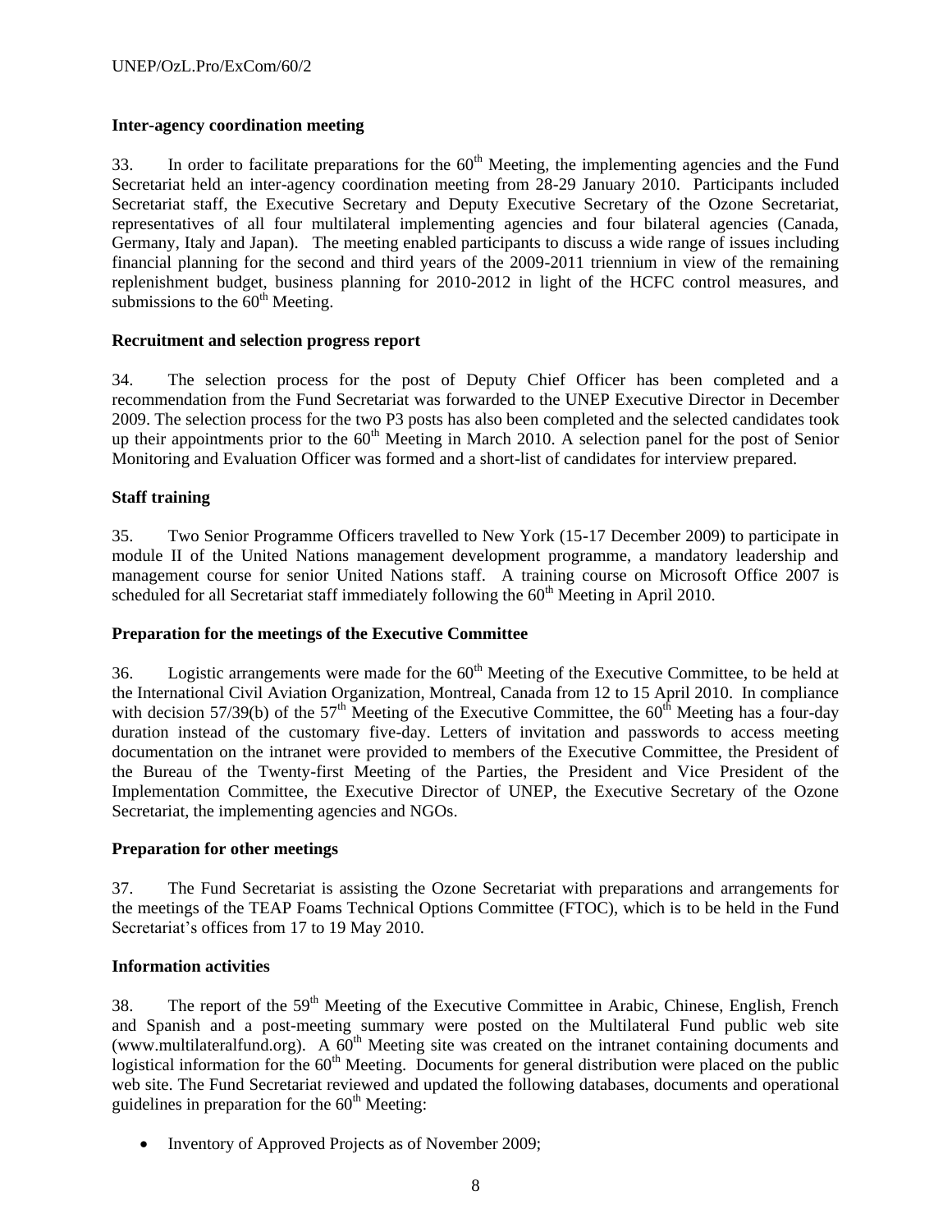**Inter-agency coordination meeting**

33. In order to facilitate preparations for the 60th Meeting, the implementing agencies and the Fund Secretariat held an inter-agency coordination meeting from 28-29 January 2010. Participants included Secretariat staff, the Executive Secretary and Deputy Executive Secretary of the Ozone Secretariat, representatives of all four multilateral implementing agencies and four bilateral agencies (Canada, Germany, Italy and Japan). The meeting enabled participants to discuss a wide range of issues including financial planning for the second and third years of the 2009-2011 triennium in view of the remaining replenishment budget, business planning for 2010-2012 in light of the HCFC control measures, and submissions to the 60th Meeting.

**Recruitment and selection progress report**

34. The selection process for the post of Deputy Chief Officer has been completed and a recommendation from the Fund Secretariat was forwarded to the UNEP Executive Director in December 2009. The selection process for the two P3 posts has also been completed and the selected candidates took up their appointments prior to the 60th Meeting in March 2010. A selection panel for the post of Senior Monitoring and Evaluation Officer was formed and a short-list of candidates for interview prepared.

**Staff training**

35. Two Senior Programme Officers travelled to New York (15-17 December 2009) to participate in module II of the United Nations management development programme, a mandatory leadership and management course for senior United Nations staff. A training course on Microsoft Office 2007 is scheduled for all Secretariat staff immediately following the 60th Meeting in April 2010.

**Preparation for the meetings of the Executive Committee**

36. Logistic arrangements were made for the 60th Meeting of the Executive Committee, to be held at the International Civil Aviation Organization, Montreal, Canada from 12 to 15 April 2010. In compliance with decision 57/39(b) of the 57th Meeting of the Executive Committee, the 60th Meeting has a four-day duration instead of the customary five-day. Letters of invitation and passwords to access meeting documentation on the intranet were provided to members of the Executive Committee, the President of the Bureau of the Twenty-first Meeting of the Parties, the President and Vice President of the Implementation Committee, the Executive Director of UNEP, the Executive Secretary of the Ozone Secretariat, the implementing agencies and NGOs.

**Preparation for other meetings**

37. The Fund Secretariat is assisting the Ozone Secretariat with preparations and arrangements for the meetings of the TEAP Foams Technical Options Committee (FTOC), which is to be held in the Fund Secretariat's offices from 17 to 19 May 2010.

**Information activities**

38. The report of the 59th Meeting of the Executive Committee in Arabic, Chinese, English, French and Spanish and a post-meeting summary were posted on the Multilateral Fund public web site (www.multilateralfund.org). A 60th Meeting site was created on the intranet containing documents and logistical information for the 60th Meeting. Documents for general distribution were placed on the public web site. The Fund Secretariat reviewed and updated the following databases, documents and operational guidelines in preparation for the 60th Meeting:

- Inventory of Approved Projects as of November 2009;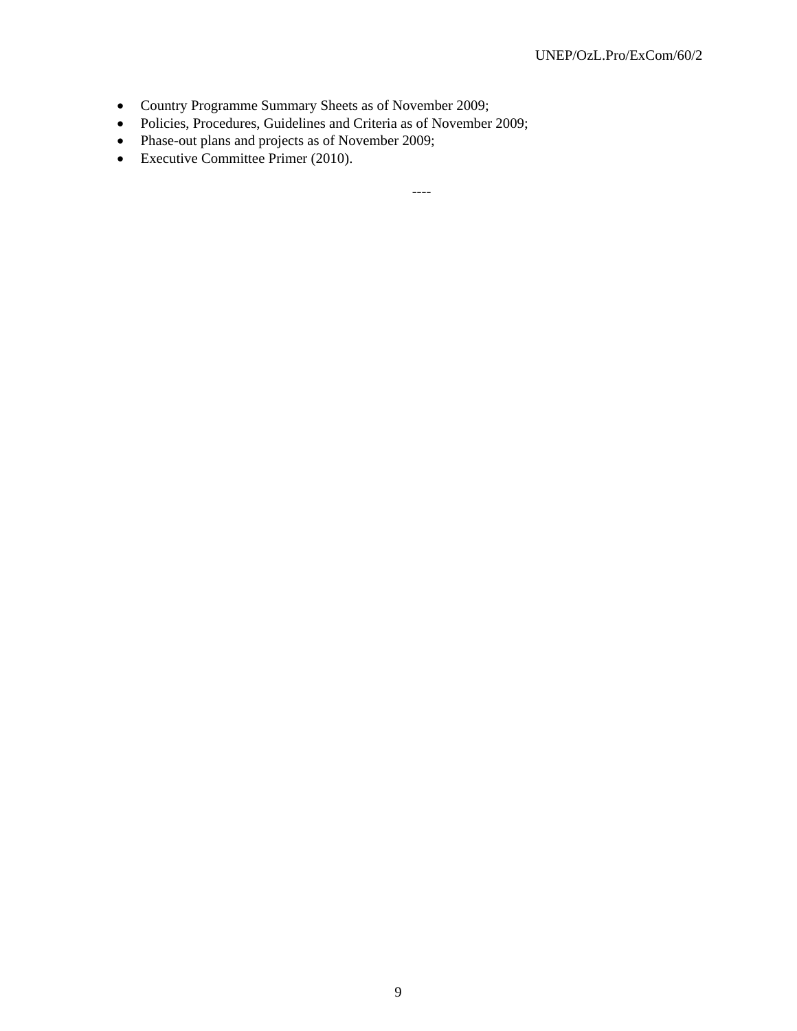- Country Programme Summary Sheets as of November 2009;
- Policies, Procedures, Guidelines and Criteria as of November 2009;
- Phase-out plans and projects as of November 2009;
- Executive Committee Primer (2010).

----